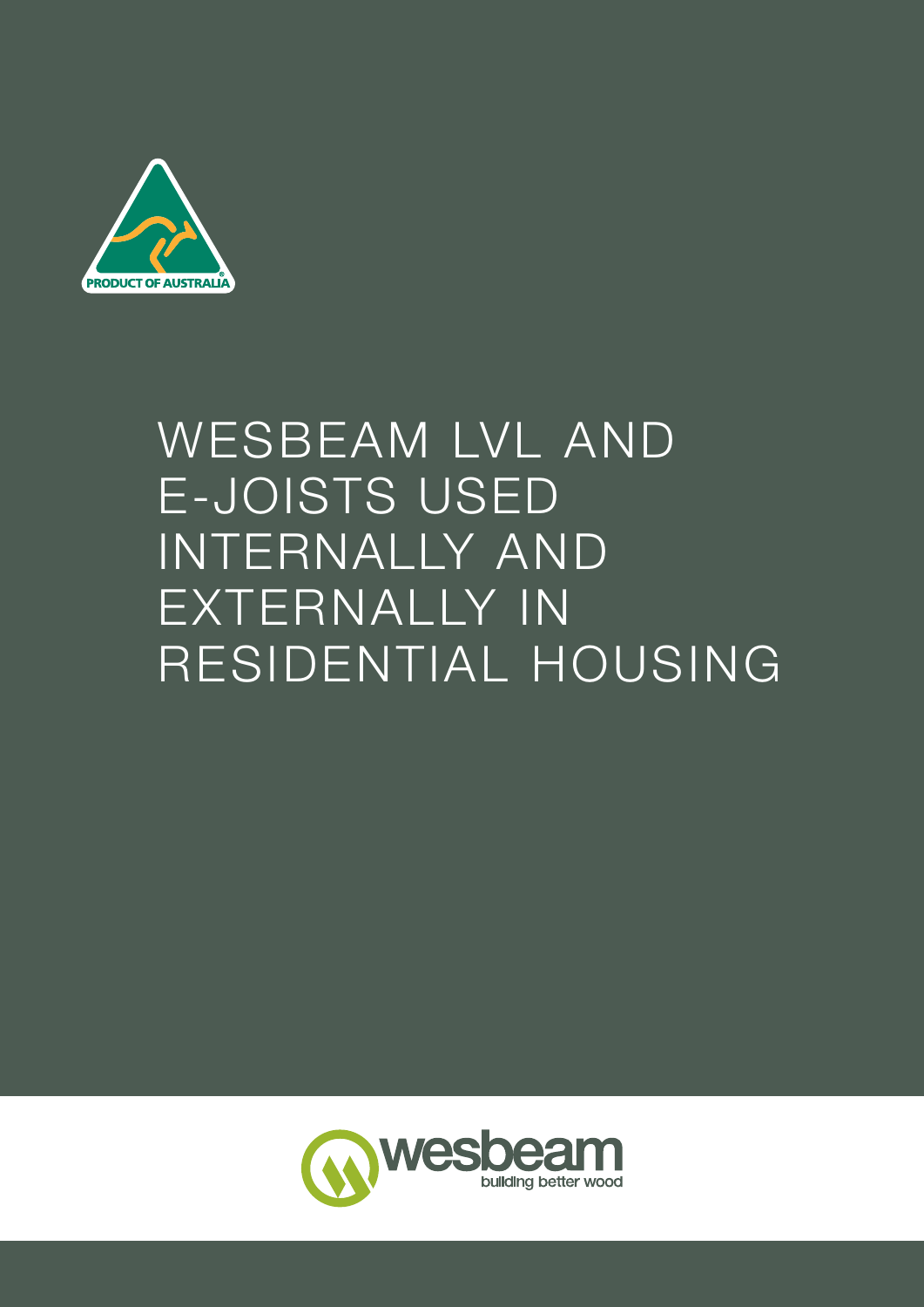PRODUCT OF AUSTRALIA

# WESBEAM LVL AND E-JOISTS USED INTERNALLY AND EXTERNALLY IN RESIDENTIAL HOUSING

wesbeam

building better wood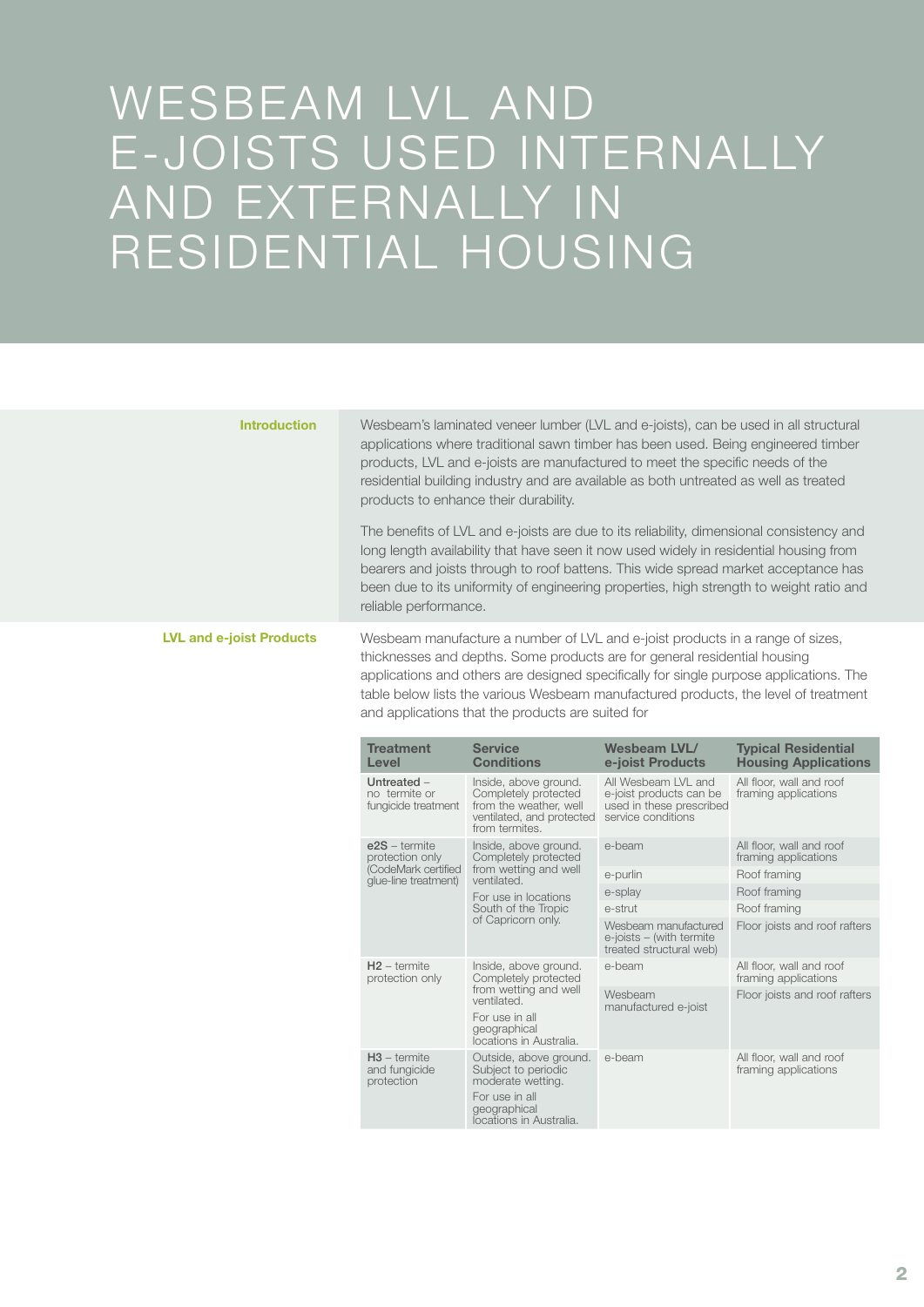# WESBEAM LVL AND E-JOISTS USED INTERNALLY AND EXTERNALLY IN RESIDENTIAL HOUSING

## Introduction

Wesbeam's laminated veneer lumber (LVL and e-joists), can be used in all structural applications where traditional sawn timber has been used. Being engineered timber products, LVL and e-joists are manufactured to meet the specific needs of the residential building industry and are available as both untreated as well as treated products to enhance their durability.

The benefits of LVL and e-joists are due to its reliability, dimensional consistency and long length availability that have seen it now used widely in residential housing from bearers and joists through to roof battens. This wide spread market acceptance has been due to its uniformity of engineering properties, high strength to weight ratio and reliable performance.

## LVL and e-joist Products

Wesbeam manufacture a number of LVL and e-joist products in a range of sizes, thicknesses and depths. Some products are for general residential housing applications and others are designed specifically for single purpose applications. The table below lists the various Wesbeam manufactured products, the level of treatment and applications that the products are suited for

| Treatment Level | Service Conditions | Wesbeam LVL/ e-joist Products | Typical Residential Housing Applications |
|---|---|---|---|
| **Untreated** – no termite or fungicide treatment | Inside, above ground. Completely protected from the weather, well ventilated, and protected from termites. | All Wesbeam LVL and e-joist products can be used in these prescribed service conditions | All floor, wall and roof framing applications |
| **e2S** – termite protection only (CodeMark certified glue-line treatment) | Inside, above ground. Completely protected from wetting and well ventilated. For use in locations South of the Tropic of Capricorn only. | e-beam | All floor, wall and roof framing applications |
| | | e-purlin | Roof framing |
| | | e-splay | Roof framing |
| | | e-strut | Roof framing |
| | | Wesbeam manufactured e-joists – (with termite treated structural web) | Floor joists and roof rafters |
| **H2** – termite protection only | Inside, above ground. Completely protected from wetting and well ventilated. For use in all geographical locations in Australia. | e-beam | All floor, wall and roof framing applications |
| | | Wesbeam manufactured e-joist | Floor joists and roof rafters |
| **H3** – termite and fungicide protection | Outside, above ground. Subject to periodic moderate wetting. For use in all geographical locations in Australia. | e-beam | All floor, wall and roof framing applications |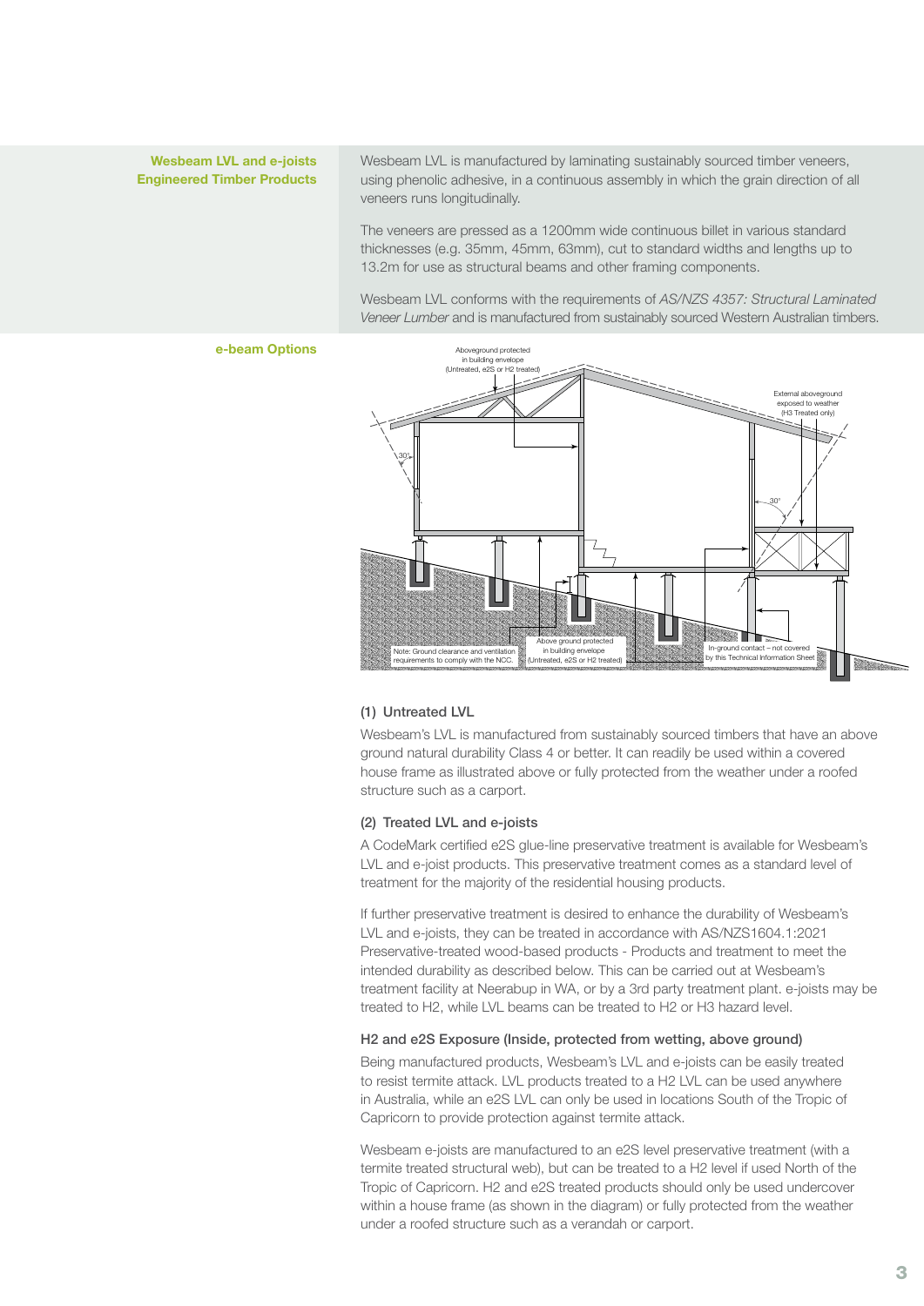## Wesbeam LVL and e-joists Engineered Timber Products

Wesbeam LVL is manufactured by laminating sustainably sourced timber veneers, using phenolic adhesive, in a continuous assembly in which the grain direction of all veneers runs longitudinally.

The veneers are pressed as a 1200mm wide continuous billet in various standard thicknesses (e.g. 35mm, 45mm, 63mm), cut to standard widths and lengths up to 13.2m for use as structural beams and other framing components.

Wesbeam LVL conforms with the requirements of *AS/NZS 4357: Structural Laminated Veneer Lumber* and is manufactured from sustainably sourced Western Australian timbers.

## e-beam Options

Aboveground protected in building envelope (Untreated, e2S or H2 treated)

External aboveground exposed to weather (H3 Treated only)

30°

30°

Note: Ground clearance and ventilation requirements to comply with the NCC.

Above ground protected in building envelope (Untreated, e2S or H2 treated)

In-ground contact – not covered by this Technical Information Sheet

### (1) Untreated LVL

Wesbeam's LVL is manufactured from sustainably sourced timbers that have an above ground natural durability Class 4 or better. It can readily be used within a covered house frame as illustrated above or fully protected from the weather under a roofed structure such as a carport.

### (2) Treated LVL and e-joists

A CodeMark certified e2S glue-line preservative treatment is available for Wesbeam's LVL and e-joist products. This preservative treatment comes as a standard level of treatment for the majority of the residential housing products.

If further preservative treatment is desired to enhance the durability of Wesbeam's LVL and e-joists, they can be treated in accordance with AS/NZS1604.1:2021 Preservative-treated wood-based products - Products and treatment to meet the intended durability as described below. This can be carried out at Wesbeam's treatment facility at Neerabup in WA, or by a 3rd party treatment plant. e-joists may be treated to H2, while LVL beams can be treated to H2 or H3 hazard level.

### H2 and e2S Exposure (Inside, protected from wetting, above ground)

Being manufactured products, Wesbeam's LVL and e-joists can be easily treated to resist termite attack. LVL products treated to a H2 LVL can be used anywhere in Australia, while an e2S LVL can only be used in locations South of the Tropic of Capricorn to provide protection against termite attack.

Wesbeam e-joists are manufactured to an e2S level preservative treatment (with a termite treated structural web), but can be treated to a H2 level if used North of the Tropic of Capricorn. H2 and e2S treated products should only be used undercover within a house frame (as shown in the diagram) or fully protected from the weather under a roofed structure such as a verandah or carport.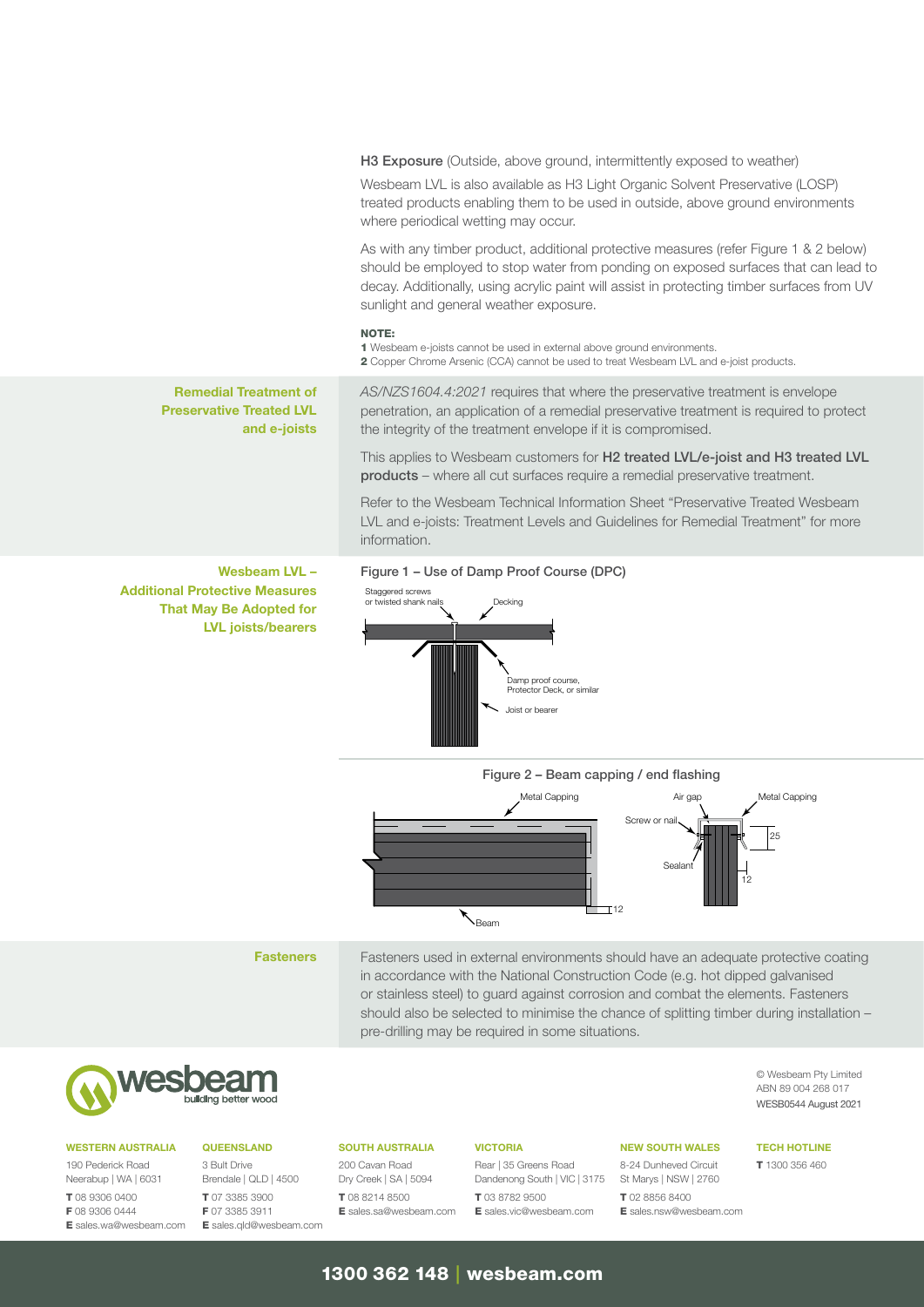**H3 Exposure** (Outside, above ground, intermittently exposed to weather)

Wesbeam LVL is also available as H3 Light Organic Solvent Preservative (LOSP) treated products enabling them to be used in outside, above ground environments where periodical wetting may occur.

As with any timber product, additional protective measures (refer Figure 1 & 2 below) should be employed to stop water from ponding on exposed surfaces that can lead to decay. Additionally, using acrylic paint will assist in protecting timber surfaces from UV sunlight and general weather exposure.

**NOTE:**

**1** Wesbeam e-joists cannot be used in external above ground environments.

**2** Copper Chrome Arsenic (CCA) cannot be used to treat Wesbeam LVL and e-joist products.

## Remedial Treatment of Preservative Treated LVL and e-joists

*AS/NZS1604.4:2021* requires that where the preservative treatment is envelope penetration, an application of a remedial preservative treatment is required to protect the integrity of the treatment envelope if it is compromised.

This applies to Wesbeam customers for **H2 treated LVL/e-joist and H3 treated LVL products** – where all cut surfaces require a remedial preservative treatment.

Refer to the Wesbeam Technical Information Sheet "Preservative Treated Wesbeam LVL and e-joists: Treatment Levels and Guidelines for Remedial Treatment" for more information.

## Wesbeam LVL – Additional Protective Measures That May Be Adopted for LVL joists/bearers

**Figure 1 – Use of Damp Proof Course (DPC)**

Staggered screws or twisted shank nails

Decking

Damp proof course, Protector Deck, or similar

Joist or bearer

**Figure 2 – Beam capping / end flashing**

Metal Capping

Beam

12

Air gap

Metal Capping

Screw or nail

Sealant

25

12

## Fasteners

Fasteners used in external environments should have an adequate protective coating in accordance with the National Construction Code (e.g. hot dipped galvanised or stainless steel) to guard against corrosion and combat the elements. Fasteners should also be selected to minimise the chance of splitting timber during installation – pre-drilling may be required in some situations.

wesbeam building better wood

© Wesbeam Pty Limited
ABN 89 004 268 017
WESB0544 August 2021

**WESTERN AUSTRALIA**
190 Pederick Road
Neerabup | WA | 6031
**T** 08 9306 0400
**F** 08 9306 0444
**E** sales.wa@wesbeam.com

**QUEENSLAND**
3 Bult Drive
Brendale | QLD | 4500
**T** 07 3385 3900
**F** 07 3385 3911
**E** sales.qld@wesbeam.com

**SOUTH AUSTRALIA**
200 Cavan Road
Dry Creek | SA | 5094
**T** 08 8214 8500
**E** sales.sa@wesbeam.com

**VICTORIA**
Rear | 35 Greens Road
Dandenong South | VIC | 3175
**T** 03 8782 9500
**E** sales.vic@wesbeam.com

**NEW SOUTH WALES**
8-24 Dunheved Circuit
St Marys | NSW | 2760
**T** 02 8856 8400
**E** sales.nsw@wesbeam.com

**TECH HOTLINE**
**T** 1300 356 460

**1300 362 148 | wesbeam.com**